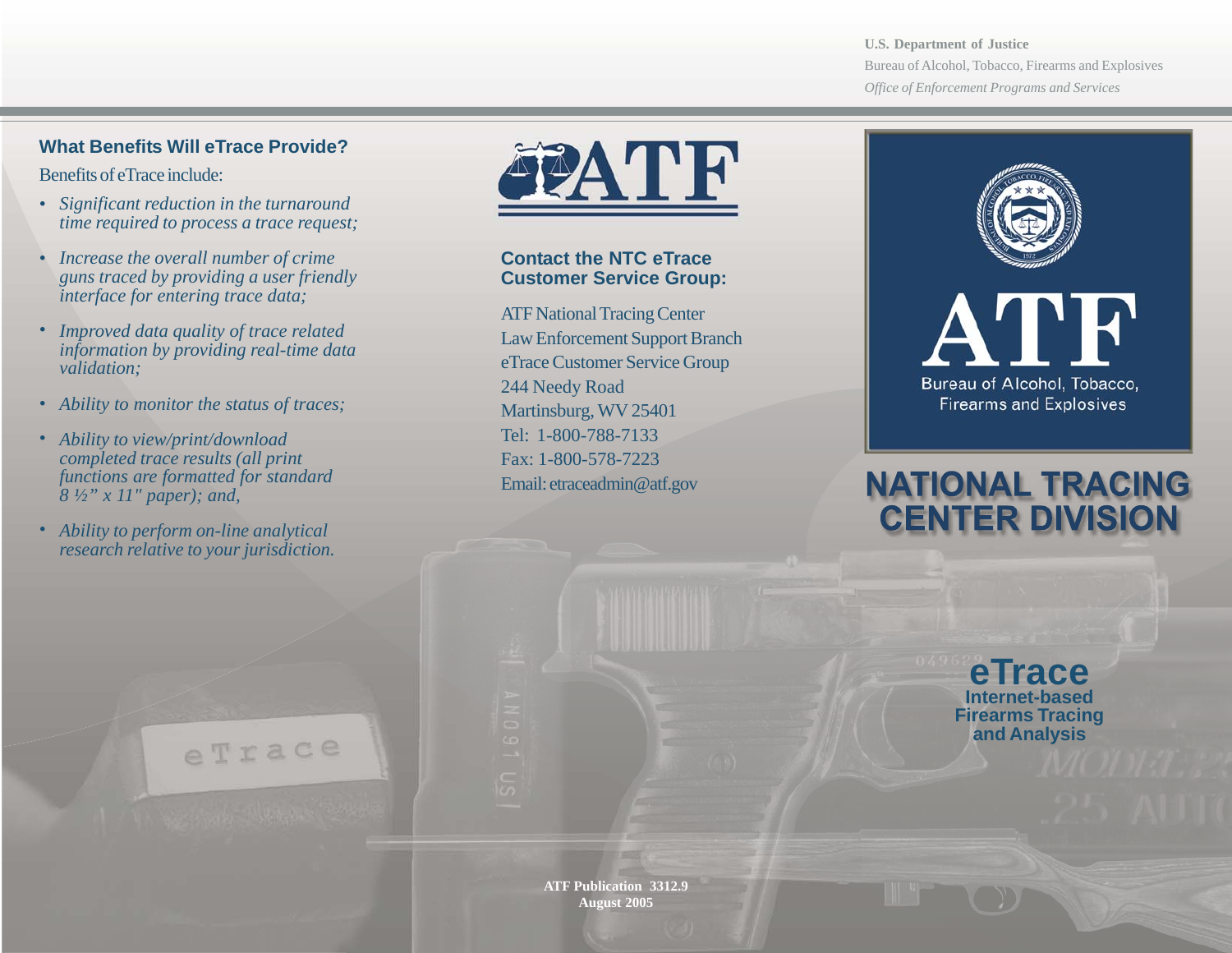U.S. Department of Justice
Bureau of Alcohol, Tobacco, Firearms and Explosives
*Office of Enforcement Programs and Services*

## What Benefits Will eTrace Provide?

Benefits of eTrace include:

- *Significant reduction in the turnaround time required to process a trace request;*
- *Increase the overall number of crime guns traced by providing a user friendly interface for entering trace data;*
- *Improved data quality of trace related information by providing real-time data validation;*
- *Ability to monitor the status of traces;*
- *Ability to view/print/download completed trace results (all print functions are formatted for standard 8 ½" x 11" paper); and,*
- *Ability to perform on-line analytical research relative to your jurisdiction.*

ATF

## Contact the NTC eTrace Customer Service Group:

ATF National Tracing Center
Law Enforcement Support Branch
eTrace Customer Service Group
244 Needy Road
Martinsburg, WV 25401
Tel: 1-800-788-7133
Fax: 1-800-578-7223
Email: etraceadmin@atf.gov

**ATF Publication 3312.9**
**August 2005**

ATF
Bureau of Alcohol, Tobacco, Firearms and Explosives

# NATIONAL TRACING CENTER DIVISION

# eTrace

**Internet-based Firearms Tracing and Analysis**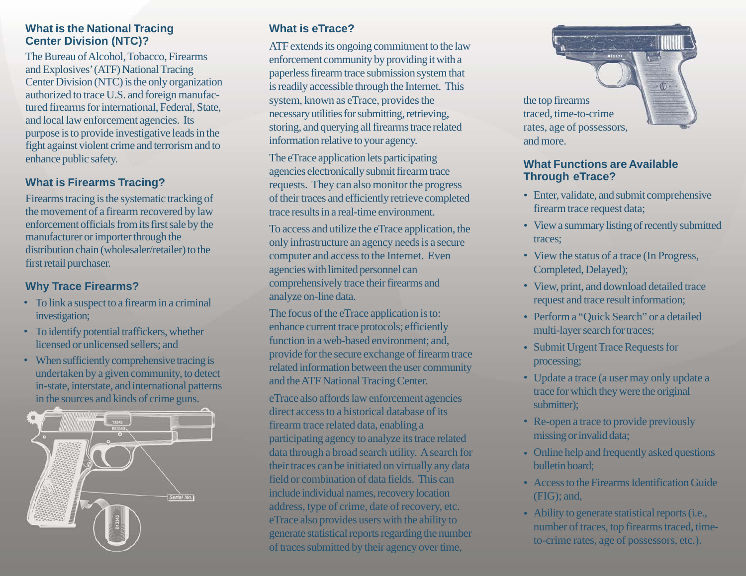## What is the National Tracing Center Division (NTC)?

The Bureau of Alcohol, Tobacco, Firearms and Explosives' (ATF) National Tracing Center Division (NTC) is the only organization authorized to trace U.S. and foreign manufactured firearms for international, Federal, State, and local law enforcement agencies. Its purpose is to provide investigative leads in the fight against violent crime and terrorism and to enhance public safety.

## What is Firearms Tracing?

Firearms tracing is the systematic tracking of the movement of a firearm recovered by law enforcement officials from its first sale by the manufacturer or importer through the distribution chain (wholesaler/retailer) to the first retail purchaser.

## Why Trace Firearms?

- To link a suspect to a firearm in a criminal investigation;
- To identify potential traffickers, whether licensed or unlicensed sellers; and
- When sufficiently comprehensive tracing is undertaken by a given community, to detect in-state, interstate, and international patterns in the sources and kinds of crime guns.

## What is eTrace?

ATF extends its ongoing commitment to the law enforcement community by providing it with a paperless firearm trace submission system that is readily accessible through the Internet. This system, known as eTrace, provides the necessary utilities for submitting, retrieving, storing, and querying all firearms trace related information relative to your agency.

The eTrace application lets participating agencies electronically submit firearm trace requests. They can also monitor the progress of their traces and efficiently retrieve completed trace results in a real-time environment.

To access and utilize the eTrace application, the only infrastructure an agency needs is a secure computer and access to the Internet. Even agencies with limited personnel can comprehensively trace their firearms and analyze on-line data.

The focus of the eTrace application is to: enhance current trace protocols; efficiently function in a web-based environment; and, provide for the secure exchange of firearm trace related information between the user community and the ATF National Tracing Center.

eTrace also affords law enforcement agencies direct access to a historical database of its firearm trace related data, enabling a participating agency to analyze its trace related data through a broad search utility. A search for their traces can be initiated on virtually any data field or combination of data fields. This can include individual names, recovery location address, type of crime, date of recovery, etc. eTrace also provides users with the ability to generate statistical reports regarding the number of traces submitted by their agency over time, the top firearms traced, time-to-crime rates, age of possessors, and more.

## What Functions are Available Through eTrace?

- Enter, validate, and submit comprehensive firearm trace request data;
- View a summary listing of recently submitted traces;
- View the status of a trace (In Progress, Completed, Delayed);
- View, print, and download detailed trace request and trace result information;
- Perform a "Quick Search" or a detailed multi-layer search for traces;
- Submit Urgent Trace Requests for processing;
- Update a trace (a user may only update a trace for which they were the original submitter);
- Re-open a trace to provide previously missing or invalid data;
- Online help and frequently asked questions bulletin board;
- Access to the Firearms Identification Guide (FIG); and,
- Ability to generate statistical reports (i.e., number of traces, top firearms traced, time-to-crime rates, age of possessors, etc.).